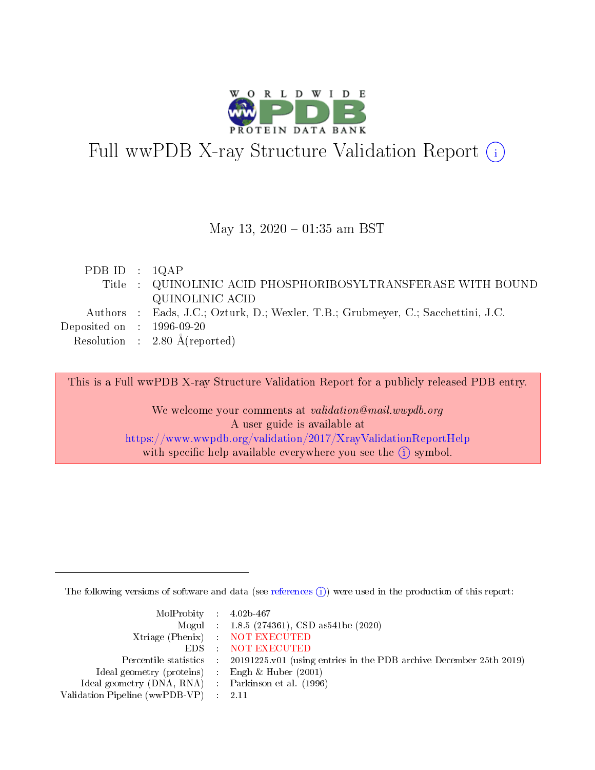# Full wwPDB X-ray Structure Validation Report (i)

May 13, 2020 – 01:35 am BST

| | | |
|---|---|---|
| PDB ID | : | 1QAP |
| Title | : | QUINOLINIC ACID PHOSPHORIBOSYLTRANSFERASE WITH BOUND QUINOLINIC ACID |
| Authors | : | Eads, J.C.; Ozturk, D.; Wexler, T.B.; Grubmeyer, C.; Sacchettini, J.C. |
| Deposited on | : | 1996-09-20 |
| Resolution | : | 2.80 Å(reported) |

This is a Full wwPDB X-ray Structure Validation Report for a publicly released PDB entry.

We welcome your comments at *validation@mail.wwpdb.org*
A user guide is available at
https://www.wwpdb.org/validation/2017/XrayValidationReportHelp
with specific help available everywhere you see the (i) symbol.

The following versions of software and data (see references (i)) were used in the production of this report:

| | | |
|---|---|---|
| MolProbity | : | 4.02b-467 |
| Mogul | : | 1.8.5 (274361), CSD as541be (2020) |
| Xtriage (Phenix) | : | NOT EXECUTED |
| EDS | : | NOT EXECUTED |
| Percentile statistics | : | 20191225.v01 (using entries in the PDB archive December 25th 2019) |
| Ideal geometry (proteins) | : | Engh & Huber (2001) |
| Ideal geometry (DNA, RNA) | : | Parkinson et al. (1996) |
| Validation Pipeline (wwPDB-VP) | : | 2.11 |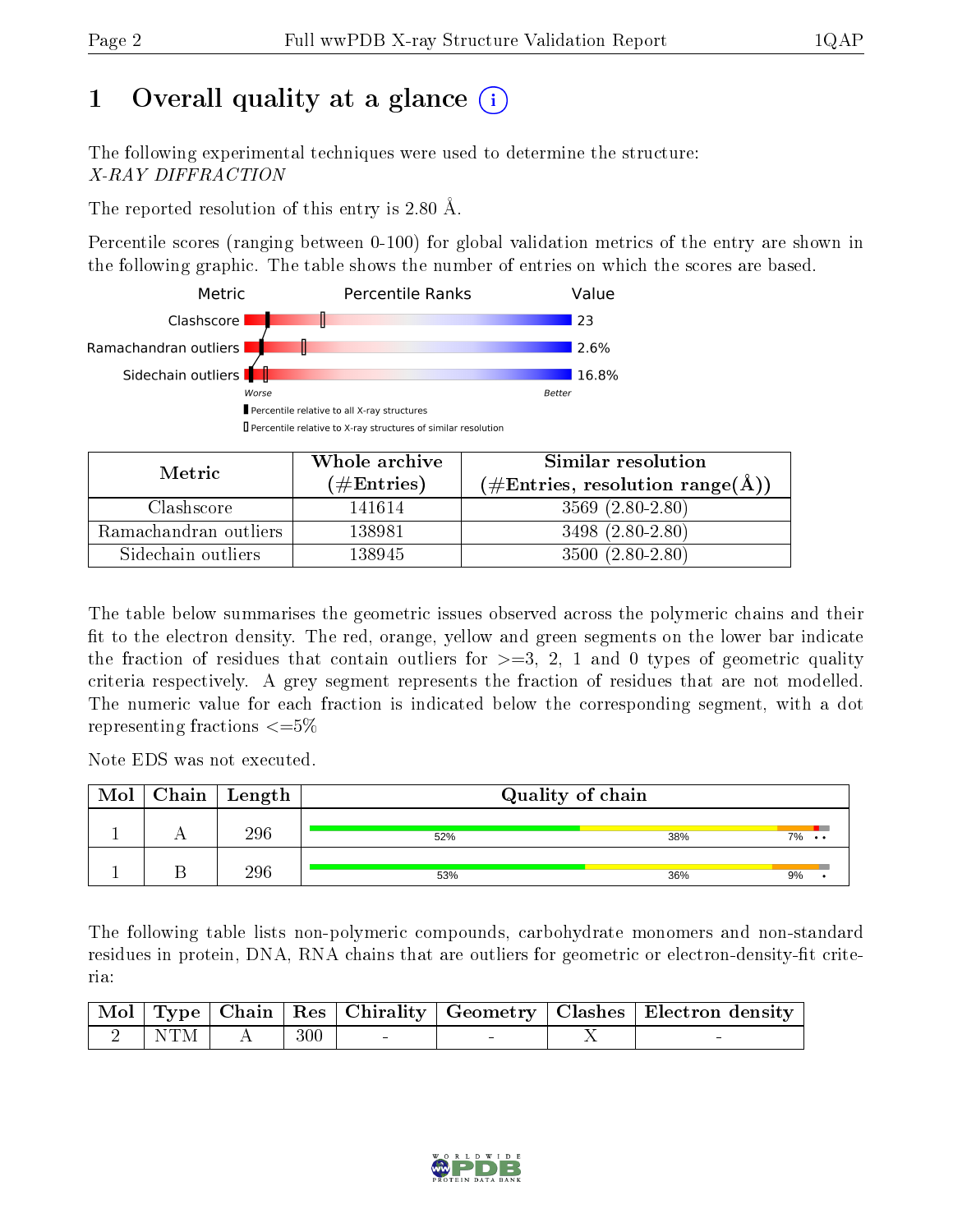# 1 Overall quality at a glance

The following experimental techniques were used to determine the structure:
*X-RAY DIFFRACTION*

The reported resolution of this entry is 2.80 Å.

Percentile scores (ranging between 0-100) for global validation metrics of the entry are shown in the following graphic. The table shows the number of entries on which the scores are based.

| Metric | Value |
|---|---|
| Clashscore | 23 |
| Ramachandran outliers | 2.6% |
| Sidechain outliers | 16.8% |

| Metric | Whole archive (#Entries) | Similar resolution (#Entries, resolution range(Å)) |
|---|---|---|
| Clashscore | 141614 | 3569 (2.80-2.80) |
| Ramachandran outliers | 138981 | 3498 (2.80-2.80) |
| Sidechain outliers | 138945 | 3500 (2.80-2.80) |

The table below summarises the geometric issues observed across the polymeric chains and their fit to the electron density. The red, orange, yellow and green segments on the lower bar indicate the fraction of residues that contain outliers for >=3, 2, 1 and 0 types of geometric quality criteria respectively. A grey segment represents the fraction of residues that are not modelled. The numeric value for each fraction is indicated below the corresponding segment, with a dot representing fractions <=5%

Note EDS was not executed.

| Mol | Chain | Length | Quality of chain |
|---|---|---|---|
| 1 | A | 296 | 52% 38% 7% •• |
| 1 | B | 296 | 53% 36% 9% • |

The following table lists non-polymeric compounds, carbohydrate monomers and non-standard residues in protein, DNA, RNA chains that are outliers for geometric or electron-density-fit criteria:

| Mol | Type | Chain | Res | Chirality | Geometry | Clashes | Electron density |
|---|---|---|---|---|---|---|---|
| 2 | NTM | A | 300 | - | - | X | - |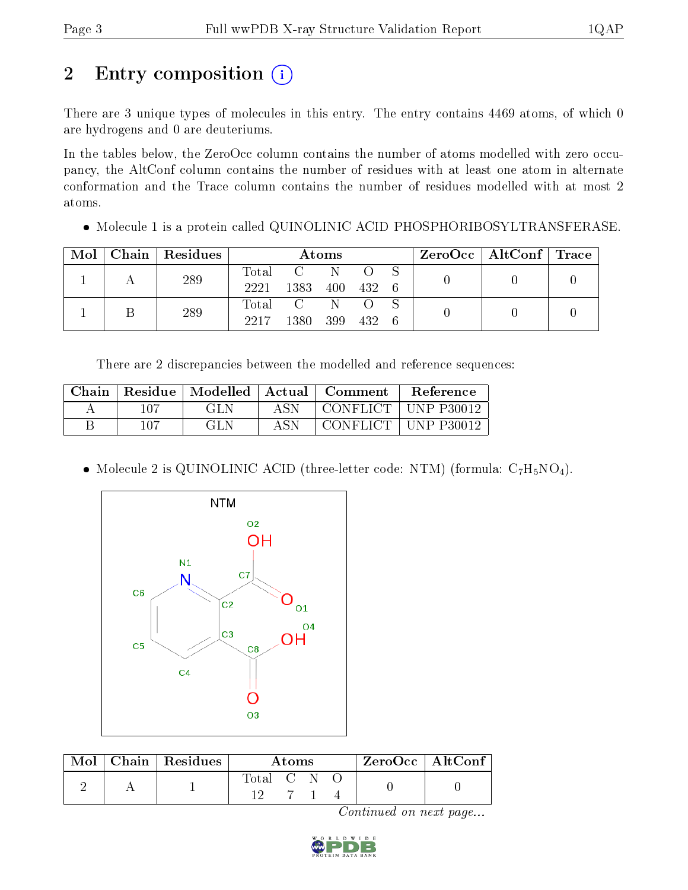# 2 Entry composition

There are 3 unique types of molecules in this entry. The entry contains 4469 atoms, of which 0 are hydrogens and 0 are deuteriums.

In the tables below, the ZeroOcc column contains the number of atoms modelled with zero occupancy, the AltConf column contains the number of residues with at least one atom in alternate conformation and the Trace column contains the number of residues modelled with at most 2 atoms.

- Molecule 1 is a protein called QUINOLINIC ACID PHOSPHORIBOSYLTRANSFERASE.

| Mol | Chain | Residues | Atoms | | | | | ZeroOcc | AltConf | Trace |
|---|---|---|---|---|---|---|---|---|---|---|
| | | | Total | C | N | O | S | | | |
| 1 | A | 289 | 2221 | 1383 | 400 | 432 | 6 | 0 | 0 | 0 |
| 1 | B | 289 | 2217 | 1380 | 399 | 432 | 6 | 0 | 0 | 0 |

There are 2 discrepancies between the modelled and reference sequences:

| Chain | Residue | Modelled | Actual | Comment | Reference |
|---|---|---|---|---|---|
| A | 107 | GLN | ASN | CONFLICT | UNP P30012 |
| B | 107 | GLN | ASN | CONFLICT | UNP P30012 |

- Molecule 2 is QUINOLINIC ACID (three-letter code: NTM) (formula: $C_7H_5NO_4$).

| Mol | Chain | Residues | Atoms | | | | ZeroOcc | AltConf |
|---|---|---|---|---|---|---|---|---|
| | | | Total | C | N | O | | |
| 2 | A | 1 | 12 | 7 | 1 | 4 | 0 | 0 |

*Continued on next page...*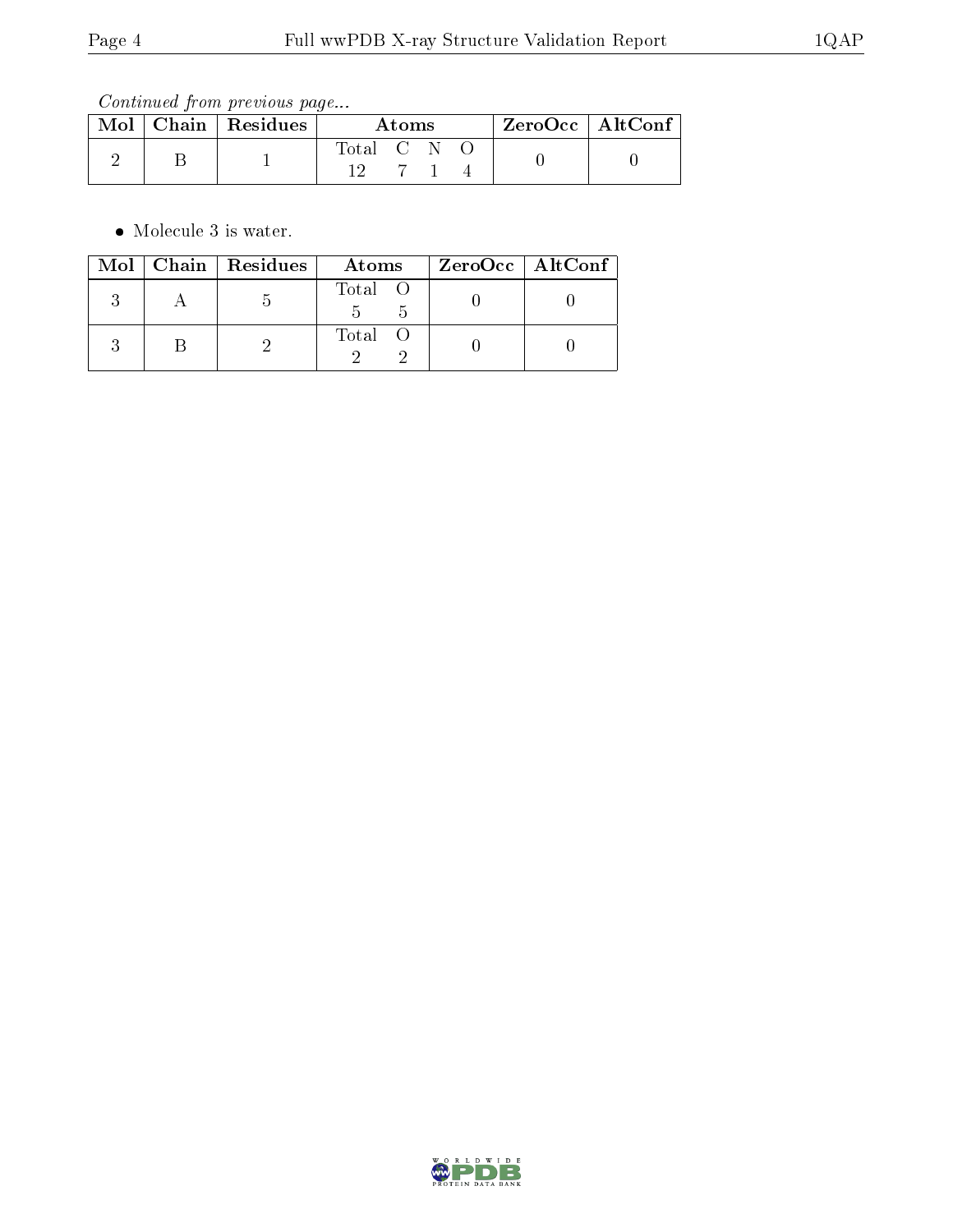*Continued from previous page...*

| Mol | Chain | Residues | Atoms | ZeroOcc | AltConf |
|---|---|---|---|---|---|
| 2 | B | 1 | Total C N O<br>12 7 1 4 | 0 | 0 |

- Molecule 3 is water.

| Mol | Chain | Residues | Atoms | ZeroOcc | AltConf |
|---|---|---|---|---|---|
| 3 | A | 5 | Total O<br>5 5 | 0 | 0 |
| 3 | B | 2 | Total O<br>2 2 | 0 | 0 |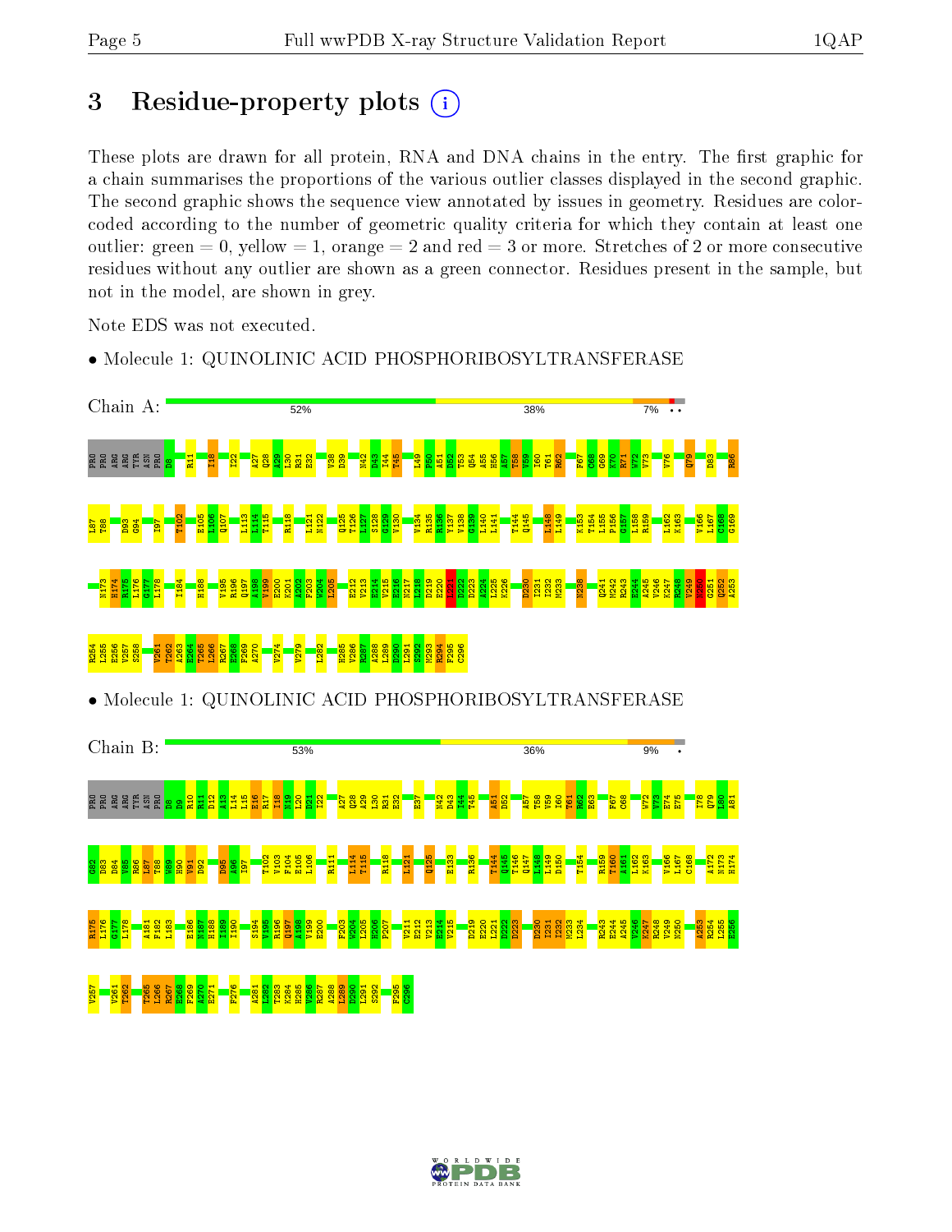# 3 Residue-property plots

These plots are drawn for all protein, RNA and DNA chains in the entry. The first graphic for a chain summarises the proportions of the various outlier classes displayed in the second graphic. The second graphic shows the sequence view annotated by issues in geometry. Residues are color-coded according to the number of geometric quality criteria for which they contain at least one outlier: green = 0, yellow = 1, orange = 2 and red = 3 or more. Stretches of 2 or more consecutive residues without any outlier are shown as a green connector. Residues present in the sample, but not in the model, are shown in grey.

Note EDS was not executed.

- Molecule 1: QUINOLINIC ACID PHOSPHORIBOSYLTRANSFERASE

Chain A: 52% 38% 7% • •

PRO PRO ARG ARG TYR ASN PRO D8 R11 I18 I22 A27 Q28 A29 L30 R31 E32 V38 D39 N42 D43 I44 T45 L49 P50 A51 D52 T53 Q54 A55 H56 A57 T58 V59 I60 T61 R62 F67 C68 G69 K70 R71 W72 V73 V76 Q79 D83 R86 L87 T88 D93 G94 I97 T102 E105 L106 Q107 L113 L114 T115 R118 L121 N122 Q125 T126 L127 S128 G129 V130 V134 R135 R136 V137 V138 G139 L140 L141 T144 Q145 L148 L149 K153 T154 L155 P156 G157 L158 R159 L162 K163 V166 L167 C168 G169 N173 H174 R175 L176 G177 L178 I184 H188 V195 R196 Q197 A198 V199 E200 K201 A202 F203 W204 I205 E212 V213 E214 V215 E216 N217 L218 D219 E220 L221 D222 D223 A224 L225 K226 D230 I231 I232 M233 N238 Q241 M242 R243 E244 A245 V246 K247 R248 V249 N250 G251 Q252 A253 R254 L255 E256 V257 S258 V261 T262 A263 E264 T265 L266 R267 E268 F269 A270 V274 V279 L282 H285 V286 R287 A288 L289 D290 L291 S292 M293 R294 F295 C296

- Molecule 1: QUINOLINIC ACID PHOSPHORIBOSYLTRANSFERASE

Chain B: 53% 36% 9% •

PRO PRO ARG ARG TYR ASN PRO D8 D9 R10 R11 D12 A13 L14 L15 E16 R17 I18 N19 L20 D21 I22 A27 Q28 A29 L30 R31 E32 E37 N42 D43 I44 T45 A51 D52 A57 T58 V59 I60 T61 R62 E63 F67 C68 W72 V73 E74 E75 I78 Q79 L80 A81 G82 D83 D84 V85 R86 L87 T88 W89 H90 V91 D92 D95 A96 I97 T102 V103 F104 E105 L106 R111 L114 T115 R118 L121 Q125 E133 R136 T144 Q145 T146 Q147 L148 L149 D150 T154 R159 T160 A161 L162 K163 V166 L167 C168 A172 N173 H174 R175 L176 G177 L178 A181 F182 L183 E186 N187 H188 I189 I190 S194 V195 R196 Q197 A198 V199 E200 F203 W204 L205 H206 P207 V211 E212 V213 E214 V215 D219 E220 L221 D222 D223 D230 I231 I232 M233 L234 R243 E244 A245 V246 K247 R248 V249 N250 A253 R254 L255 E256 V257 V261 T262 T265 L266 R267 E268 F269 A270 E271 F276 A281 L282 T283 K284 H285 V286 R287 A288 L289 D290 L291 S292 F295 C296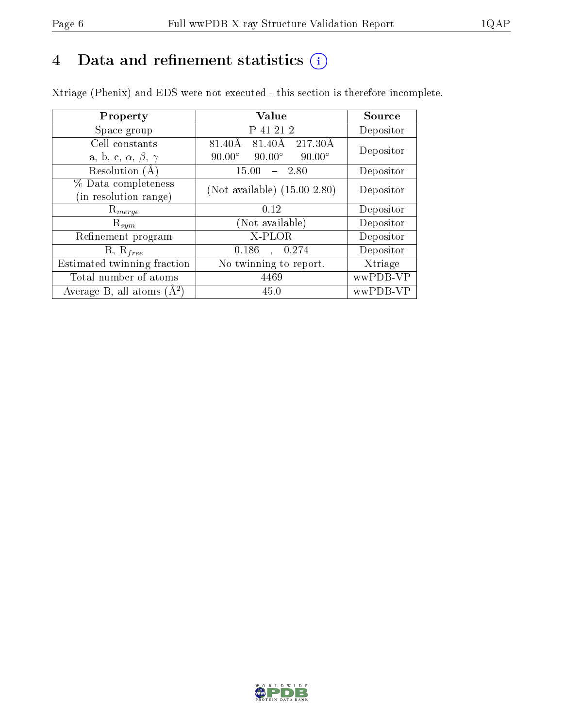# 4 Data and refinement statistics

Xtriage (Phenix) and EDS were not executed - this section is therefore incomplete.

| Property | Value | Source |
|---|---|---|
| Space group | P 41 21 2 | Depositor |
| Cell constants<br>a, b, c, $\alpha$, $\beta$, $\gamma$ | 81.40Å 81.40Å 217.30Å<br>90.00° 90.00° 90.00° | Depositor |
| Resolution (Å) | 15.00 – 2.80 | Depositor |
| % Data completeness<br>(in resolution range) | (Not available) (15.00-2.80) | Depositor |
| $R_{merge}$ | 0.12 | Depositor |
| $R_{sym}$ | (Not available) | Depositor |
| Refinement program | X-PLOR | Depositor |
| R, $R_{free}$ | 0.186 , 0.274 | Depositor |
| Estimated twinning fraction | No twinning to report. | Xtriage |
| Total number of atoms | 4469 | wwPDB-VP |
| Average B, all atoms (Å$^2$) | 45.0 | wwPDB-VP |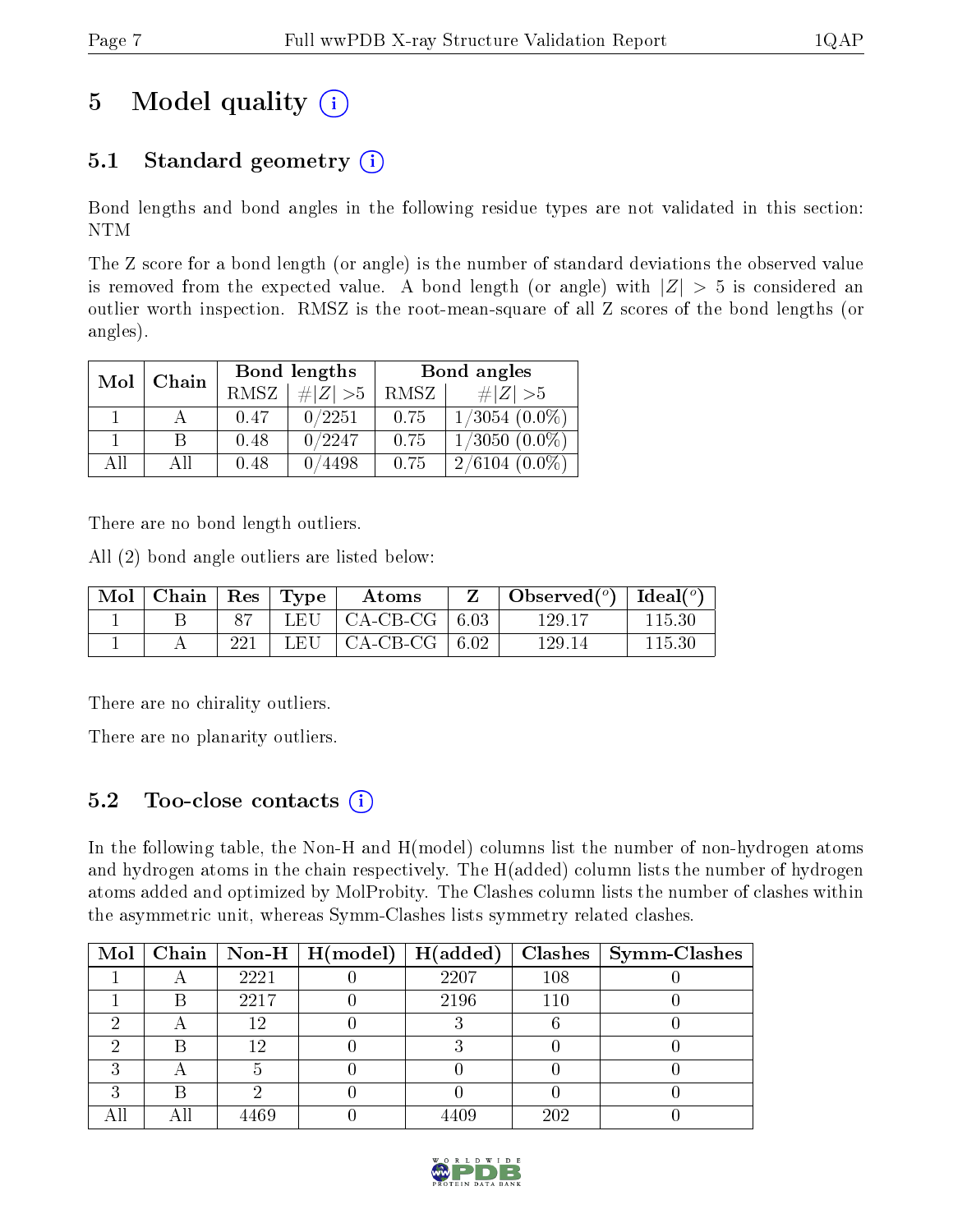# 5 Model quality

## 5.1 Standard geometry

Bond lengths and bond angles in the following residue types are not validated in this section: NTM

The Z score for a bond length (or angle) is the number of standard deviations the observed value is removed from the expected value. A bond length (or angle) with $|Z| > 5$ is considered an outlier worth inspection. RMSZ is the root-mean-square of all Z scores of the bond lengths (or angles).

| Mol | Chain | Bond lengths | | Bond angles | |
|---|---|---|---|---|---|
| | | RMSZ | #$\|Z\|$ >5 | RMSZ | #$\|Z\|$ >5 |
| 1 | A | 0.47 | 0/2251 | 0.75 | 1/3054 (0.0%) |
| 1 | B | 0.48 | 0/2247 | 0.75 | 1/3050 (0.0%) |
| All | All | 0.48 | 0/4498 | 0.75 | 2/6104 (0.0%) |

There are no bond length outliers.

All (2) bond angle outliers are listed below:

| Mol | Chain | Res | Type | Atoms | Z | Observed($^o$) | Ideal($^o$) |
|---|---|---|---|---|---|---|---|
| 1 | B | 87 | LEU | CA-CB-CG | 6.03 | 129.17 | 115.30 |
| 1 | A | 221 | LEU | CA-CB-CG | 6.02 | 129.14 | 115.30 |

There are no chirality outliers.

There are no planarity outliers.

## 5.2 Too-close contacts

In the following table, the Non-H and H(model) columns list the number of non-hydrogen atoms and hydrogen atoms in the chain respectively. The H(added) column lists the number of hydrogen atoms added and optimized by MolProbity. The Clashes column lists the number of clashes within the asymmetric unit, whereas Symm-Clashes lists symmetry related clashes.

| Mol | Chain | Non-H | H(model) | H(added) | Clashes | Symm-Clashes |
|---|---|---|---|---|---|---|
| 1 | A | 2221 | 0 | 2207 | 108 | 0 |
| 1 | B | 2217 | 0 | 2196 | 110 | 0 |
| 2 | A | 12 | 0 | 3 | 6 | 0 |
| 2 | B | 12 | 0 | 3 | 0 | 0 |
| 3 | A | 5 | 0 | 0 | 0 | 0 |
| 3 | B | 2 | 0 | 0 | 0 | 0 |
| All | All | 4469 | 0 | 4409 | 202 | 0 |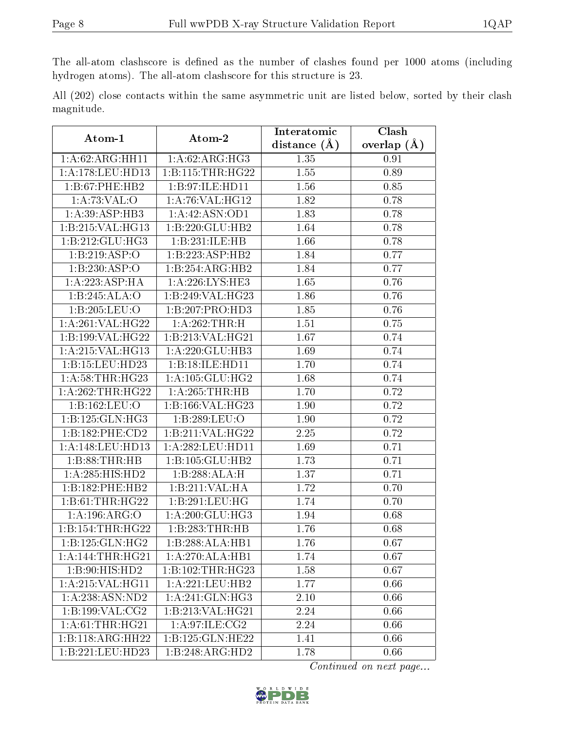The all-atom clashscore is defined as the number of clashes found per 1000 atoms (including hydrogen atoms). The all-atom clashscore for this structure is 23.

All (202) close contacts within the same asymmetric unit are listed below, sorted by their clash magnitude.

| Atom-1 | Atom-2 | Interatomic distance (Å) | Clash overlap (Å) |
|---|---|---|---|
| 1:A:62:ARG:HH11 | 1:A:62:ARG:HG3 | 1.35 | 0.91 |
| 1:A:178:LEU:HD13 | 1:B:115:THR:HG22 | 1.55 | 0.89 |
| 1:B:67:PHE:HB2 | 1:B:97:ILE:HD11 | 1.56 | 0.85 |
| 1:A:73:VAL:O | 1:A:76:VAL:HG12 | 1.82 | 0.78 |
| 1:A:39:ASP:HB3 | 1:A:42:ASN:OD1 | 1.83 | 0.78 |
| 1:B:215:VAL:HG13 | 1:B:220:GLU:HB2 | 1.64 | 0.78 |
| 1:B:212:GLU:HG3 | 1:B:231:ILE:HB | 1.66 | 0.78 |
| 1:B:219:ASP:O | 1:B:223:ASP:HB2 | 1.84 | 0.77 |
| 1:B:230:ASP:O | 1:B:254:ARG:HB2 | 1.84 | 0.77 |
| 1:A:223:ASP:HA | 1:A:226:LYS:HE3 | 1.65 | 0.76 |
| 1:B:245:ALA:O | 1:B:249:VAL:HG23 | 1.86 | 0.76 |
| 1:B:205:LEU:O | 1:B:207:PRO:HD3 | 1.85 | 0.76 |
| 1:A:261:VAL:HG22 | 1:A:262:THR:H | 1.51 | 0.75 |
| 1:B:199:VAL:HG22 | 1:B:213:VAL:HG21 | 1.67 | 0.74 |
| 1:A:215:VAL:HG13 | 1:A:220:GLU:HB3 | 1.69 | 0.74 |
| 1:B:15:LEU:HD23 | 1:B:18:ILE:HD11 | 1.70 | 0.74 |
| 1:A:58:THR:HG23 | 1:A:105:GLU:HG2 | 1.68 | 0.74 |
| 1:A:262:THR:HG22 | 1:A:265:THR:HB | 1.70 | 0.72 |
| 1:B:162:LEU:O | 1:B:166:VAL:HG23 | 1.90 | 0.72 |
| 1:B:125:GLN:HG3 | 1:B:289:LEU:O | 1.90 | 0.72 |
| 1:B:182:PHE:CD2 | 1:B:211:VAL:HG22 | 2.25 | 0.72 |
| 1:A:148:LEU:HD13 | 1:A:282:LEU:HD11 | 1.69 | 0.71 |
| 1:B:88:THR:HB | 1:B:105:GLU:HB2 | 1.73 | 0.71 |
| 1:A:285:HIS:HD2 | 1:B:288:ALA:H | 1.37 | 0.71 |
| 1:B:182:PHE:HB2 | 1:B:211:VAL:HA | 1.72 | 0.70 |
| 1:B:61:THR:HG22 | 1:B:291:LEU:HG | 1.74 | 0.70 |
| 1:A:196:ARG:O | 1:A:200:GLU:HG3 | 1.94 | 0.68 |
| 1:B:154:THR:HG22 | 1:B:283:THR:HB | 1.76 | 0.68 |
| 1:B:125:GLN:HG2 | 1:B:288:ALA:HB1 | 1.76 | 0.67 |
| 1:A:144:THR:HG21 | 1:A:270:ALA:HB1 | 1.74 | 0.67 |
| 1:B:90:HIS:HD2 | 1:B:102:THR:HG23 | 1.58 | 0.67 |
| 1:A:215:VAL:HG11 | 1:A:221:LEU:HB2 | 1.77 | 0.66 |
| 1:A:238:ASN:ND2 | 1:A:241:GLN:HG3 | 2.10 | 0.66 |
| 1:B:199:VAL:CG2 | 1:B:213:VAL:HG21 | 2.24 | 0.66 |
| 1:A:61:THR:HG21 | 1:A:97:ILE:CG2 | 2.24 | 0.66 |
| 1:B:118:ARG:HH22 | 1:B:125:GLN:HE22 | 1.41 | 0.66 |
| 1:B:221:LEU:HD23 | 1:B:248:ARG:HD2 | 1.78 | 0.66 |

*Continued on next page...*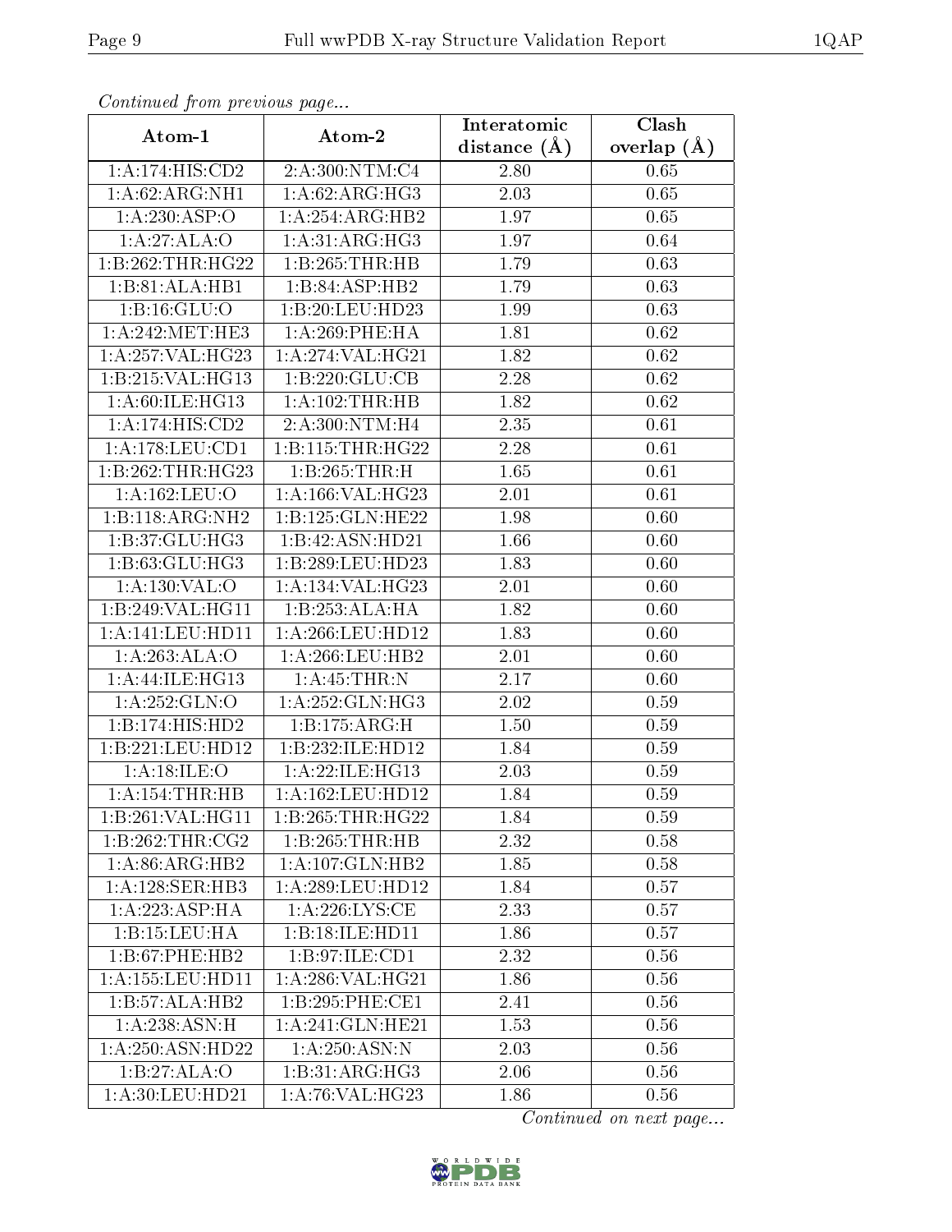*Continued from previous page...*

| Atom-1 | Atom-2 | Interatomic distance (Å) | Clash overlap (Å) |
|---|---|---|---|
| 1:A:174:HIS:CD2 | 2:A:300:NTM:C4 | 2.80 | 0.65 |
| 1:A:62:ARG:NH1 | 1:A:62:ARG:HG3 | 2.03 | 0.65 |
| 1:A:230:ASP:O | 1:A:254:ARG:HB2 | 1.97 | 0.65 |
| 1:A:27:ALA:O | 1:A:31:ARG:HG3 | 1.97 | 0.64 |
| 1:B:262:THR:HG22 | 1:B:265:THR:HB | 1.79 | 0.63 |
| 1:B:81:ALA:HB1 | 1:B:84:ASP:HB2 | 1.79 | 0.63 |
| 1:B:16:GLU:O | 1:B:20:LEU:HD23 | 1.99 | 0.63 |
| 1:A:242:MET:HE3 | 1:A:269:PHE:HA | 1.81 | 0.62 |
| 1:A:257:VAL:HG23 | 1:A:274:VAL:HG21 | 1.82 | 0.62 |
| 1:B:215:VAL:HG13 | 1:B:220:GLU:CB | 2.28 | 0.62 |
| 1:A:60:ILE:HG13 | 1:A:102:THR:HB | 1.82 | 0.62 |
| 1:A:174:HIS:CD2 | 2:A:300:NTM:H4 | 2.35 | 0.61 |
| 1:A:178:LEU:CD1 | 1:B:115:THR:HG22 | 2.28 | 0.61 |
| 1:B:262:THR:HG23 | 1:B:265:THR:H | 1.65 | 0.61 |
| 1:A:162:LEU:O | 1:A:166:VAL:HG23 | 2.01 | 0.61 |
| 1:B:118:ARG:NH2 | 1:B:125:GLN:HE22 | 1.98 | 0.60 |
| 1:B:37:GLU:HG3 | 1:B:42:ASN:HD21 | 1.66 | 0.60 |
| 1:B:63:GLU:HG3 | 1:B:289:LEU:HD23 | 1.83 | 0.60 |
| 1:A:130:VAL:O | 1:A:134:VAL:HG23 | 2.01 | 0.60 |
| 1:B:249:VAL:HG11 | 1:B:253:ALA:HA | 1.82 | 0.60 |
| 1:A:141:LEU:HD11 | 1:A:266:LEU:HD12 | 1.83 | 0.60 |
| 1:A:263:ALA:O | 1:A:266:LEU:HB2 | 2.01 | 0.60 |
| 1:A:44:ILE:HG13 | 1:A:45:THR:N | 2.17 | 0.60 |
| 1:A:252:GLN:O | 1:A:252:GLN:HG3 | 2.02 | 0.59 |
| 1:B:174:HIS:HD2 | 1:B:175:ARG:H | 1.50 | 0.59 |
| 1:B:221:LEU:HD12 | 1:B:232:ILE:HD12 | 1.84 | 0.59 |
| 1:A:18:ILE:O | 1:A:22:ILE:HG13 | 2.03 | 0.59 |
| 1:A:154:THR:HB | 1:A:162:LEU:HD12 | 1.84 | 0.59 |
| 1:B:261:VAL:HG11 | 1:B:265:THR:HG22 | 1.84 | 0.59 |
| 1:B:262:THR:CG2 | 1:B:265:THR:HB | 2.32 | 0.58 |
| 1:A:86:ARG:HB2 | 1:A:107:GLN:HB2 | 1.85 | 0.58 |
| 1:A:128:SER:HB3 | 1:A:289:LEU:HD12 | 1.84 | 0.57 |
| 1:A:223:ASP:HA | 1:A:226:LYS:CE | 2.33 | 0.57 |
| 1:B:15:LEU:HA | 1:B:18:ILE:HD11 | 1.86 | 0.57 |
| 1:B:67:PHE:HB2 | 1:B:97:ILE:CD1 | 2.32 | 0.56 |
| 1:A:155:LEU:HD11 | 1:A:286:VAL:HG21 | 1.86 | 0.56 |
| 1:B:57:ALA:HB2 | 1:B:295:PHE:CE1 | 2.41 | 0.56 |
| 1:A:238:ASN:H | 1:A:241:GLN:HE21 | 1.53 | 0.56 |
| 1:A:250:ASN:HD22 | 1:A:250:ASN:N | 2.03 | 0.56 |
| 1:B:27:ALA:O | 1:B:31:ARG:HG3 | 2.06 | 0.56 |
| 1:A:30:LEU:HD21 | 1:A:76:VAL:HG23 | 1.86 | 0.56 |

*Continued on next page...*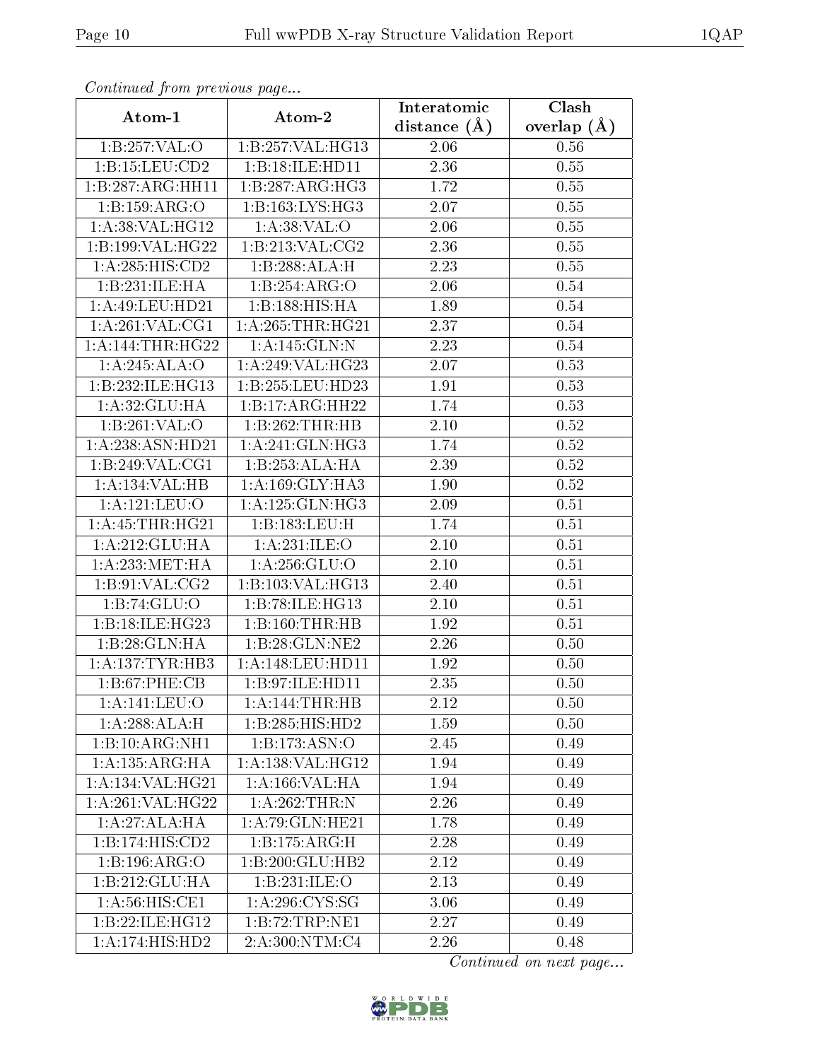*Continued from previous page...*

| Atom-1 | Atom-2 | Interatomic distance (Å) | Clash overlap (Å) |
| --- | --- | --- | --- |
| 1:B:257:VAL:O | 1:B:257:VAL:HG13 | 2.06 | 0.56 |
| 1:B:15:LEU:CD2 | 1:B:18:ILE:HD11 | 2.36 | 0.55 |
| 1:B:287:ARG:HH11 | 1:B:287:ARG:HG3 | 1.72 | 0.55 |
| 1:B:159:ARG:O | 1:B:163:LYS:HG3 | 2.07 | 0.55 |
| 1:A:38:VAL:HG12 | 1:A:38:VAL:O | 2.06 | 0.55 |
| 1:B:199:VAL:HG22 | 1:B:213:VAL:CG2 | 2.36 | 0.55 |
| 1:A:285:HIS:CD2 | 1:B:288:ALA:H | 2.23 | 0.55 |
| 1:B:231:ILE:HA | 1:B:254:ARG:O | 2.06 | 0.54 |
| 1:A:49:LEU:HD21 | 1:B:188:HIS:HA | 1.89 | 0.54 |
| 1:A:261:VAL:CG1 | 1:A:265:THR:HG21 | 2.37 | 0.54 |
| 1:A:144:THR:HG22 | 1:A:145:GLN:N | 2.23 | 0.54 |
| 1:A:245:ALA:O | 1:A:249:VAL:HG23 | 2.07 | 0.53 |
| 1:B:232:ILE:HG13 | 1:B:255:LEU:HD23 | 1.91 | 0.53 |
| 1:A:32:GLU:HA | 1:B:17:ARG:HH22 | 1.74 | 0.53 |
| 1:B:261:VAL:O | 1:B:262:THR:HB | 2.10 | 0.52 |
| 1:A:238:ASN:HD21 | 1:A:241:GLN:HG3 | 1.74 | 0.52 |
| 1:B:249:VAL:CG1 | 1:B:253:ALA:HA | 2.39 | 0.52 |
| 1:A:134:VAL:HB | 1:A:169:GLY:HA3 | 1.90 | 0.52 |
| 1:A:121:LEU:O | 1:A:125:GLN:HG3 | 2.09 | 0.51 |
| 1:A:45:THR:HG21 | 1:B:183:LEU:H | 1.74 | 0.51 |
| 1:A:212:GLU:HA | 1:A:231:ILE:O | 2.10 | 0.51 |
| 1:A:233:MET:HA | 1:A:256:GLU:O | 2.10 | 0.51 |
| 1:B:91:VAL:CG2 | 1:B:103:VAL:HG13 | 2.40 | 0.51 |
| 1:B:74:GLU:O | 1:B:78:ILE:HG13 | 2.10 | 0.51 |
| 1:B:18:ILE:HG23 | 1:B:160:THR:HB | 1.92 | 0.51 |
| 1:B:28:GLN:HA | 1:B:28:GLN:NE2 | 2.26 | 0.50 |
| 1:A:137:TYR:HB3 | 1:A:148:LEU:HD11 | 1.92 | 0.50 |
| 1:B:67:PHE:CB | 1:B:97:ILE:HD11 | 2.35 | 0.50 |
| 1:A:141:LEU:O | 1:A:144:THR:HB | 2.12 | 0.50 |
| 1:A:288:ALA:H | 1:B:285:HIS:HD2 | 1.59 | 0.50 |
| 1:B:10:ARG:NH1 | 1:B:173:ASN:O | 2.45 | 0.49 |
| 1:A:135:ARG:HA | 1:A:138:VAL:HG12 | 1.94 | 0.49 |
| 1:A:134:VAL:HG21 | 1:A:166:VAL:HA | 1.94 | 0.49 |
| 1:A:261:VAL:HG22 | 1:A:262:THR:N | 2.26 | 0.49 |
| 1:A:27:ALA:HA | 1:A:79:GLN:HE21 | 1.78 | 0.49 |
| 1:B:174:HIS:CD2 | 1:B:175:ARG:H | 2.28 | 0.49 |
| 1:B:196:ARG:O | 1:B:200:GLU:HB2 | 2.12 | 0.49 |
| 1:B:212:GLU:HA | 1:B:231:ILE:O | 2.13 | 0.49 |
| 1:A:56:HIS:CE1 | 1:A:296:CYS:SG | 3.06 | 0.49 |
| 1:B:22:ILE:HG12 | 1:B:72:TRP:NE1 | 2.27 | 0.49 |
| 1:A:174:HIS:HD2 | 2:A:300:NTM:C4 | 2.26 | 0.48 |

*Continued on next page...*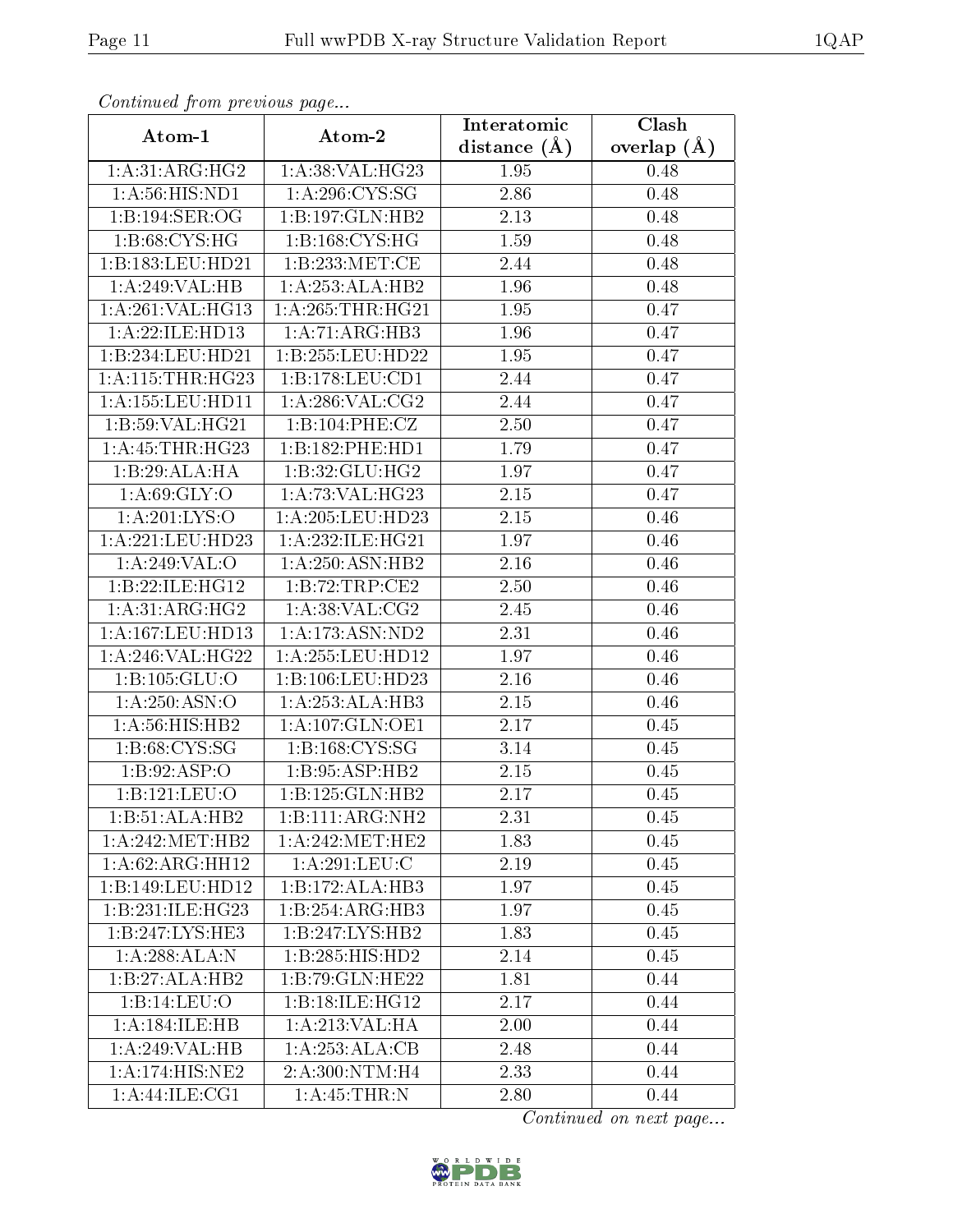*Continued from previous page...*

| Atom-1 | Atom-2 | Interatomic distance (Å) | Clash overlap (Å) |
| --- | --- | --- | --- |
| 1:A:31:ARG:HG2 | 1:A:38:VAL:HG23 | 1.95 | 0.48 |
| 1:A:56:HIS:ND1 | 1:A:296:CYS:SG | 2.86 | 0.48 |
| 1:B:194:SER:OG | 1:B:197:GLN:HB2 | 2.13 | 0.48 |
| 1:B:68:CYS:HG | 1:B:168:CYS:HG | 1.59 | 0.48 |
| 1:B:183:LEU:HD21 | 1:B:233:MET:CE | 2.44 | 0.48 |
| 1:A:249:VAL:HB | 1:A:253:ALA:HB2 | 1.96 | 0.48 |
| 1:A:261:VAL:HG13 | 1:A:265:THR:HG21 | 1.95 | 0.47 |
| 1:A:22:ILE:HD13 | 1:A:71:ARG:HB3 | 1.96 | 0.47 |
| 1:B:234:LEU:HD21 | 1:B:255:LEU:HD22 | 1.95 | 0.47 |
| 1:A:115:THR:HG23 | 1:B:178:LEU:CD1 | 2.44 | 0.47 |
| 1:A:155:LEU:HD11 | 1:A:286:VAL:CG2 | 2.44 | 0.47 |
| 1:B:59:VAL:HG21 | 1:B:104:PHE:CZ | 2.50 | 0.47 |
| 1:A:45:THR:HG23 | 1:B:182:PHE:HD1 | 1.79 | 0.47 |
| 1:B:29:ALA:HA | 1:B:32:GLU:HG2 | 1.97 | 0.47 |
| 1:A:69:GLY:O | 1:A:73:VAL:HG23 | 2.15 | 0.47 |
| 1:A:201:LYS:O | 1:A:205:LEU:HD23 | 2.15 | 0.46 |
| 1:A:221:LEU:HD23 | 1:A:232:ILE:HG21 | 1.97 | 0.46 |
| 1:A:249:VAL:O | 1:A:250:ASN:HB2 | 2.16 | 0.46 |
| 1:B:22:ILE:HG12 | 1:B:72:TRP:CE2 | 2.50 | 0.46 |
| 1:A:31:ARG:HG2 | 1:A:38:VAL:CG2 | 2.45 | 0.46 |
| 1:A:167:LEU:HD13 | 1:A:173:ASN:ND2 | 2.31 | 0.46 |
| 1:A:246:VAL:HG22 | 1:A:255:LEU:HD12 | 1.97 | 0.46 |
| 1:B:105:GLU:O | 1:B:106:LEU:HD23 | 2.16 | 0.46 |
| 1:A:250:ASN:O | 1:A:253:ALA:HB3 | 2.15 | 0.46 |
| 1:A:56:HIS:HB2 | 1:A:107:GLN:OE1 | 2.17 | 0.45 |
| 1:B:68:CYS:SG | 1:B:168:CYS:SG | 3.14 | 0.45 |
| 1:B:92:ASP:O | 1:B:95:ASP:HB2 | 2.15 | 0.45 |
| 1:B:121:LEU:O | 1:B:125:GLN:HB2 | 2.17 | 0.45 |
| 1:B:51:ALA:HB2 | 1:B:111:ARG:NH2 | 2.31 | 0.45 |
| 1:A:242:MET:HB2 | 1:A:242:MET:HE2 | 1.83 | 0.45 |
| 1:A:62:ARG:HH12 | 1:A:291:LEU:C | 2.19 | 0.45 |
| 1:B:149:LEU:HD12 | 1:B:172:ALA:HB3 | 1.97 | 0.45 |
| 1:B:231:ILE:HG23 | 1:B:254:ARG:HB3 | 1.97 | 0.45 |
| 1:B:247:LYS:HE3 | 1:B:247:LYS:HB2 | 1.83 | 0.45 |
| 1:A:288:ALA:N | 1:B:285:HIS:HD2 | 2.14 | 0.45 |
| 1:B:27:ALA:HB2 | 1:B:79:GLN:HE22 | 1.81 | 0.44 |
| 1:B:14:LEU:O | 1:B:18:ILE:HG12 | 2.17 | 0.44 |
| 1:A:184:ILE:HB | 1:A:213:VAL:HA | 2.00 | 0.44 |
| 1:A:249:VAL:HB | 1:A:253:ALA:CB | 2.48 | 0.44 |
| 1:A:174:HIS:NE2 | 2:A:300:NTM:H4 | 2.33 | 0.44 |
| 1:A:44:ILE:CG1 | 1:A:45:THR:N | 2.80 | 0.44 |

*Continued on next page...*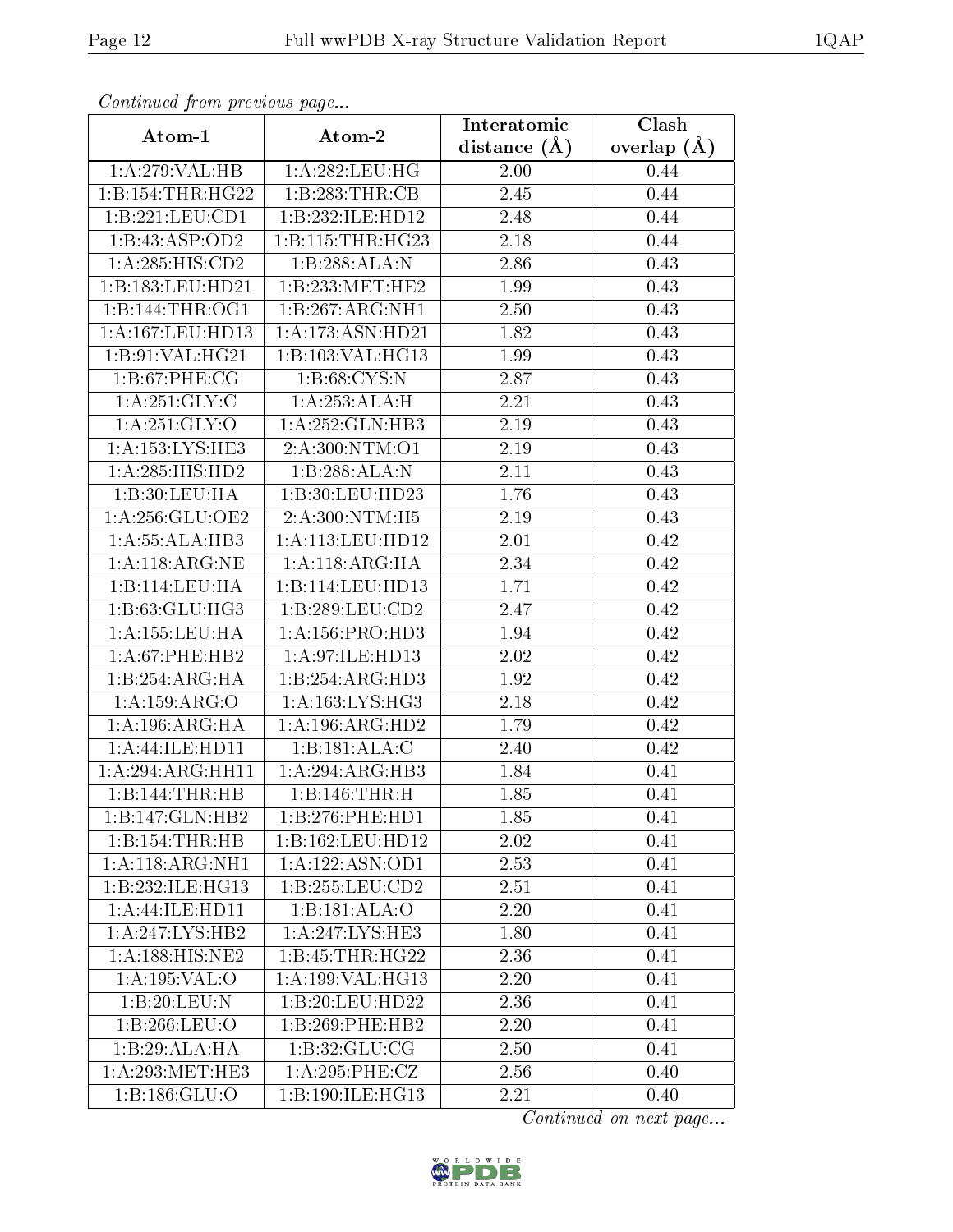*Continued from previous page...*

| Atom-1 | Atom-2 | Interatomic distance (Å) | Clash overlap (Å) |
| --- | --- | --- | --- |
| 1:A:279:VAL:HB | 1:A:282:LEU:HG | 2.00 | 0.44 |
| 1:B:154:THR:HG22 | 1:B:283:THR:CB | 2.45 | 0.44 |
| 1:B:221:LEU:CD1 | 1:B:232:ILE:HD12 | 2.48 | 0.44 |
| 1:B:43:ASP:OD2 | 1:B:115:THR:HG23 | 2.18 | 0.44 |
| 1:A:285:HIS:CD2 | 1:B:288:ALA:N | 2.86 | 0.43 |
| 1:B:183:LEU:HD21 | 1:B:233:MET:HE2 | 1.99 | 0.43 |
| 1:B:144:THR:OG1 | 1:B:267:ARG:NH1 | 2.50 | 0.43 |
| 1:A:167:LEU:HD13 | 1:A:173:ASN:HD21 | 1.82 | 0.43 |
| 1:B:91:VAL:HG21 | 1:B:103:VAL:HG13 | 1.99 | 0.43 |
| 1:B:67:PHE:CG | 1:B:68:CYS:N | 2.87 | 0.43 |
| 1:A:251:GLY:C | 1:A:253:ALA:H | 2.21 | 0.43 |
| 1:A:251:GLY:O | 1:A:252:GLN:HB3 | 2.19 | 0.43 |
| 1:A:153:LYS:HE3 | 2:A:300:NTM:O1 | 2.19 | 0.43 |
| 1:A:285:HIS:HD2 | 1:B:288:ALA:N | 2.11 | 0.43 |
| 1:B:30:LEU:HA | 1:B:30:LEU:HD23 | 1.76 | 0.43 |
| 1:A:256:GLU:OE2 | 2:A:300:NTM:H5 | 2.19 | 0.43 |
| 1:A:55:ALA:HB3 | 1:A:113:LEU:HD12 | 2.01 | 0.42 |
| 1:A:118:ARG:NE | 1:A:118:ARG:HA | 2.34 | 0.42 |
| 1:B:114:LEU:HA | 1:B:114:LEU:HD13 | 1.71 | 0.42 |
| 1:B:63:GLU:HG3 | 1:B:289:LEU:CD2 | 2.47 | 0.42 |
| 1:A:155:LEU:HA | 1:A:156:PRO:HD3 | 1.94 | 0.42 |
| 1:A:67:PHE:HB2 | 1:A:97:ILE:HD13 | 2.02 | 0.42 |
| 1:B:254:ARG:HA | 1:B:254:ARG:HD3 | 1.92 | 0.42 |
| 1:A:159:ARG:O | 1:A:163:LYS:HG3 | 2.18 | 0.42 |
| 1:A:196:ARG:HA | 1:A:196:ARG:HD2 | 1.79 | 0.42 |
| 1:A:44:ILE:HD11 | 1:B:181:ALA:C | 2.40 | 0.42 |
| 1:A:294:ARG:HH11 | 1:A:294:ARG:HB3 | 1.84 | 0.41 |
| 1:B:144:THR:HB | 1:B:146:THR:H | 1.85 | 0.41 |
| 1:B:147:GLN:HB2 | 1:B:276:PHE:HD1 | 1.85 | 0.41 |
| 1:B:154:THR:HB | 1:B:162:LEU:HD12 | 2.02 | 0.41 |
| 1:A:118:ARG:NH1 | 1:A:122:ASN:OD1 | 2.53 | 0.41 |
| 1:B:232:ILE:HG13 | 1:B:255:LEU:CD2 | 2.51 | 0.41 |
| 1:A:44:ILE:HD11 | 1:B:181:ALA:O | 2.20 | 0.41 |
| 1:A:247:LYS:HB2 | 1:A:247:LYS:HE3 | 1.80 | 0.41 |
| 1:A:188:HIS:NE2 | 1:B:45:THR:HG22 | 2.36 | 0.41 |
| 1:A:195:VAL:O | 1:A:199:VAL:HG13 | 2.20 | 0.41 |
| 1:B:20:LEU:N | 1:B:20:LEU:HD22 | 2.36 | 0.41 |
| 1:B:266:LEU:O | 1:B:269:PHE:HB2 | 2.20 | 0.41 |
| 1:B:29:ALA:HA | 1:B:32:GLU:CG | 2.50 | 0.41 |
| 1:A:293:MET:HE3 | 1:A:295:PHE:CZ | 2.56 | 0.40 |
| 1:B:186:GLU:O | 1:B:190:ILE:HG13 | 2.21 | 0.40 |

*Continued on next page...*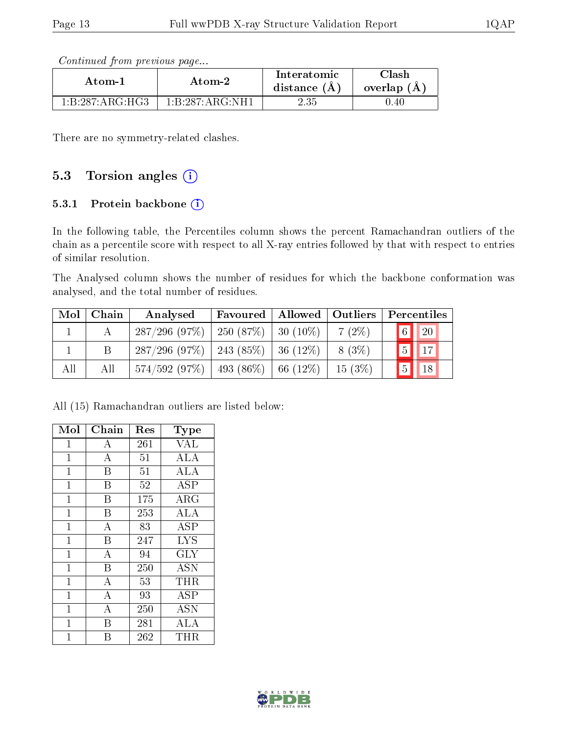*Continued from previous page...*

| Atom-1 | Atom-2 | Interatomic distance (Å) | Clash overlap (Å) |
|---|---|---|---|
| 1:B:287:ARG:HG3 | 1:B:287:ARG:NH1 | 2.35 | 0.40 |

There are no symmetry-related clashes.

## 5.3 Torsion angles

### 5.3.1 Protein backbone

In the following table, the Percentiles column shows the percent Ramachandran outliers of the chain as a percentile score with respect to all X-ray entries followed by that with respect to entries of similar resolution.

The Analysed column shows the number of residues for which the backbone conformation was analysed, and the total number of residues.

| Mol | Chain | Analysed | Favoured | Allowed | Outliers | Percentiles | |
|---|---|---|---|---|---|---|---|
| 1 | A | 287/296 (97%) | 250 (87%) | 30 (10%) | 7 (2%) | 6 | 20 |
| 1 | B | 287/296 (97%) | 243 (85%) | 36 (12%) | 8 (3%) | 5 | 17 |
| All | All | 574/592 (97%) | 493 (86%) | 66 (12%) | 15 (3%) | 5 | 18 |

All (15) Ramachandran outliers are listed below:

| Mol | Chain | Res | Type |
|---|---|---|---|
| 1 | A | 261 | VAL |
| 1 | A | 51 | ALA |
| 1 | B | 51 | ALA |
| 1 | B | 52 | ASP |
| 1 | B | 175 | ARG |
| 1 | B | 253 | ALA |
| 1 | A | 83 | ASP |
| 1 | B | 247 | LYS |
| 1 | A | 94 | GLY |
| 1 | B | 250 | ASN |
| 1 | A | 53 | THR |
| 1 | A | 93 | ASP |
| 1 | A | 250 | ASN |
| 1 | B | 281 | ALA |
| 1 | B | 262 | THR |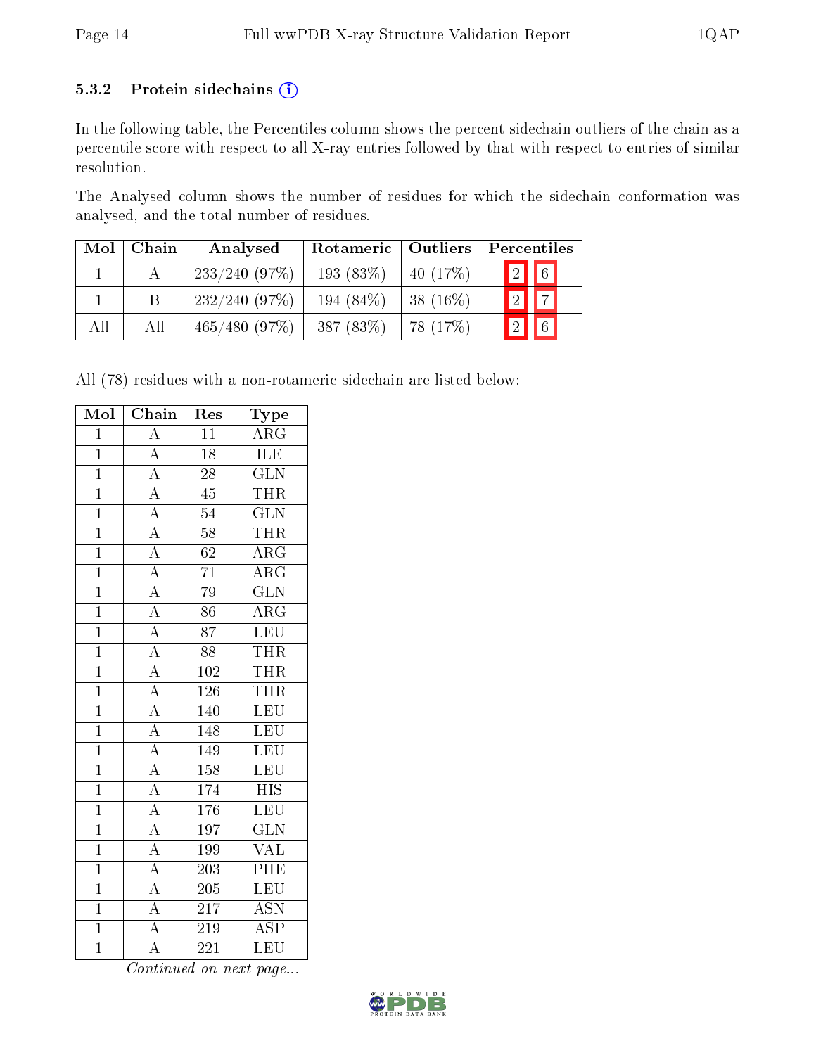### 5.3.2 Protein sidechains (i)

In the following table, the Percentiles column shows the percent sidechain outliers of the chain as a percentile score with respect to all X-ray entries followed by that with respect to entries of similar resolution.

The Analysed column shows the number of residues for which the sidechain conformation was analysed, and the total number of residues.

| Mol | Chain | Analysed | Rotameric | Outliers | Percentiles | |
|---|---|---|---|---|---|---|
| 1 | A | 233/240 (97%) | 193 (83%) | 40 (17%) | 2 | 6 |
| 1 | B | 232/240 (97%) | 194 (84%) | 38 (16%) | 2 | 7 |
| All | All | 465/480 (97%) | 387 (83%) | 78 (17%) | 2 | 6 |

All (78) residues with a non-rotameric sidechain are listed below:

| Mol | Chain | Res | Type |
|---|---|---|---|
| 1 | A | 11 | ARG |
| 1 | A | 18 | ILE |
| 1 | A | 28 | GLN |
| 1 | A | 45 | THR |
| 1 | A | 54 | GLN |
| 1 | A | 58 | THR |
| 1 | A | 62 | ARG |
| 1 | A | 71 | ARG |
| 1 | A | 79 | GLN |
| 1 | A | 86 | ARG |
| 1 | A | 87 | LEU |
| 1 | A | 88 | THR |
| 1 | A | 102 | THR |
| 1 | A | 126 | THR |
| 1 | A | 140 | LEU |
| 1 | A | 148 | LEU |
| 1 | A | 149 | LEU |
| 1 | A | 158 | LEU |
| 1 | A | 174 | HIS |
| 1 | A | 176 | LEU |
| 1 | A | 197 | GLN |
| 1 | A | 199 | VAL |
| 1 | A | 203 | PHE |
| 1 | A | 205 | LEU |
| 1 | A | 217 | ASN |
| 1 | A | 219 | ASP |
| 1 | A | 221 | LEU |

*Continued on next page...*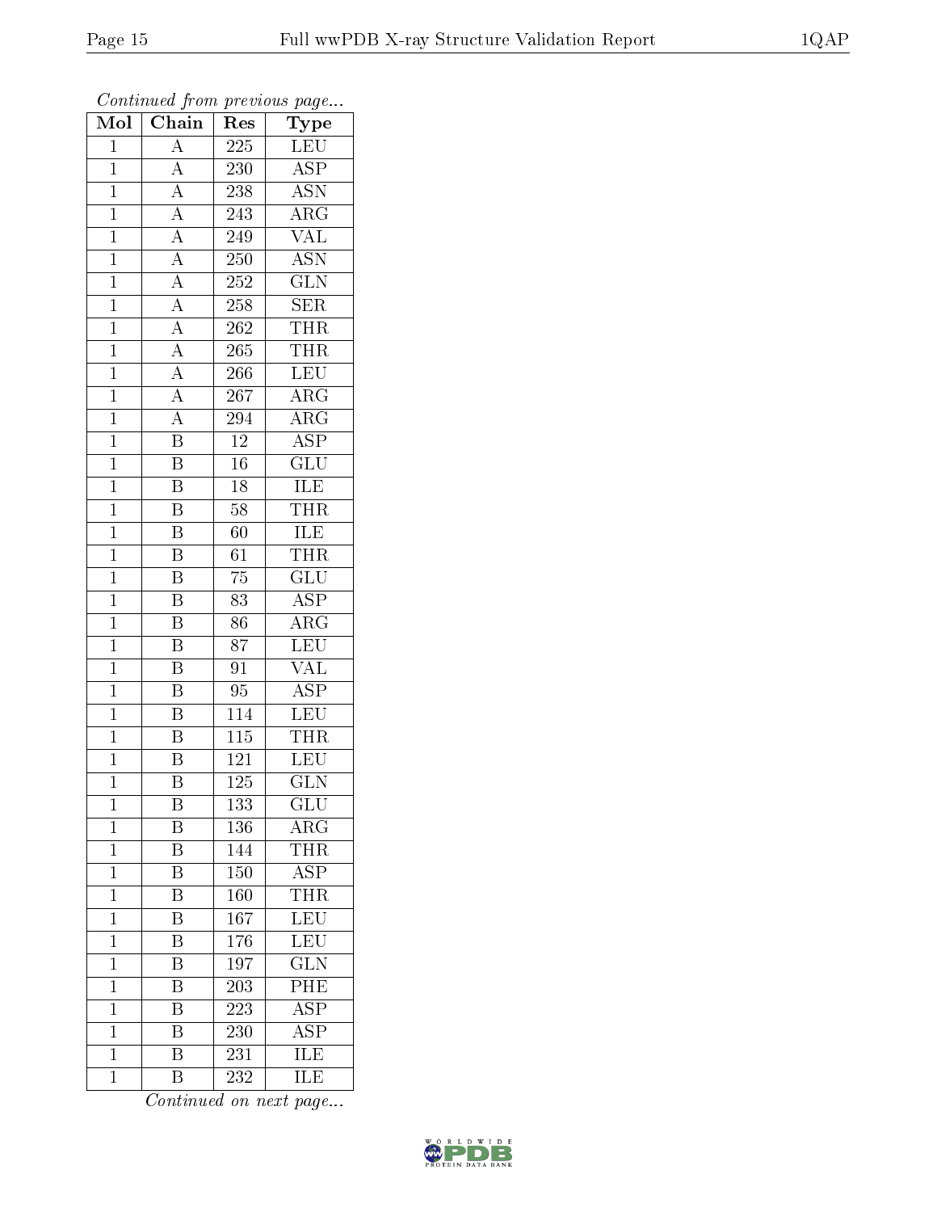*Continued from previous page...*

| Mol | Chain | Res | Type |
|---|---|---|---|
| 1 | A | 225 | LEU |
| 1 | A | 230 | ASP |
| 1 | A | 238 | ASN |
| 1 | A | 243 | ARG |
| 1 | A | 249 | VAL |
| 1 | A | 250 | ASN |
| 1 | A | 252 | GLN |
| 1 | A | 258 | SER |
| 1 | A | 262 | THR |
| 1 | A | 265 | THR |
| 1 | A | 266 | LEU |
| 1 | A | 267 | ARG |
| 1 | A | 294 | ARG |
| 1 | B | 12 | ASP |
| 1 | B | 16 | GLU |
| 1 | B | 18 | ILE |
| 1 | B | 58 | THR |
| 1 | B | 60 | ILE |
| 1 | B | 61 | THR |
| 1 | B | 75 | GLU |
| 1 | B | 83 | ASP |
| 1 | B | 86 | ARG |
| 1 | B | 87 | LEU |
| 1 | B | 91 | VAL |
| 1 | B | 95 | ASP |
| 1 | B | 114 | LEU |
| 1 | B | 115 | THR |
| 1 | B | 121 | LEU |
| 1 | B | 125 | GLN |
| 1 | B | 133 | GLU |
| 1 | B | 136 | ARG |
| 1 | B | 144 | THR |
| 1 | B | 150 | ASP |
| 1 | B | 160 | THR |
| 1 | B | 167 | LEU |
| 1 | B | 176 | LEU |
| 1 | B | 197 | GLN |
| 1 | B | 203 | PHE |
| 1 | B | 223 | ASP |
| 1 | B | 230 | ASP |
| 1 | B | 231 | ILE |
| 1 | B | 232 | ILE |

*Continued on next page...*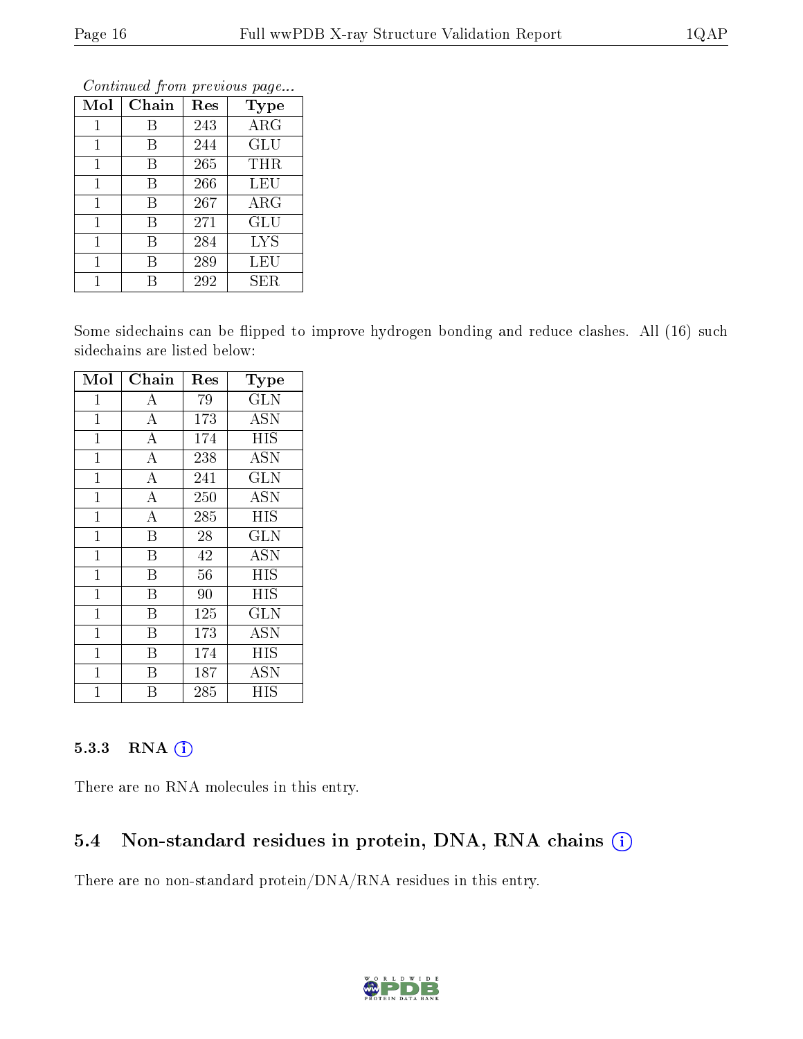*Continued from previous page...*

| Mol | Chain | Res | Type |
|---|---|---|---|
| 1 | B | 243 | ARG |
| 1 | B | 244 | GLU |
| 1 | B | 265 | THR |
| 1 | B | 266 | LEU |
| 1 | B | 267 | ARG |
| 1 | B | 271 | GLU |
| 1 | B | 284 | LYS |
| 1 | B | 289 | LEU |
| 1 | B | 292 | SER |

Some sidechains can be flipped to improve hydrogen bonding and reduce clashes. All (16) such sidechains are listed below:

| Mol | Chain | Res | Type |
|---|---|---|---|
| 1 | A | 79 | GLN |
| 1 | A | 173 | ASN |
| 1 | A | 174 | HIS |
| 1 | A | 238 | ASN |
| 1 | A | 241 | GLN |
| 1 | A | 250 | ASN |
| 1 | A | 285 | HIS |
| 1 | B | 28 | GLN |
| 1 | B | 42 | ASN |
| 1 | B | 56 | HIS |
| 1 | B | 90 | HIS |
| 1 | B | 125 | GLN |
| 1 | B | 173 | ASN |
| 1 | B | 174 | HIS |
| 1 | B | 187 | ASN |
| 1 | B | 285 | HIS |

### 5.3.3 RNA

There are no RNA molecules in this entry.

## 5.4 Non-standard residues in protein, DNA, RNA chains

There are no non-standard protein/DNA/RNA residues in this entry.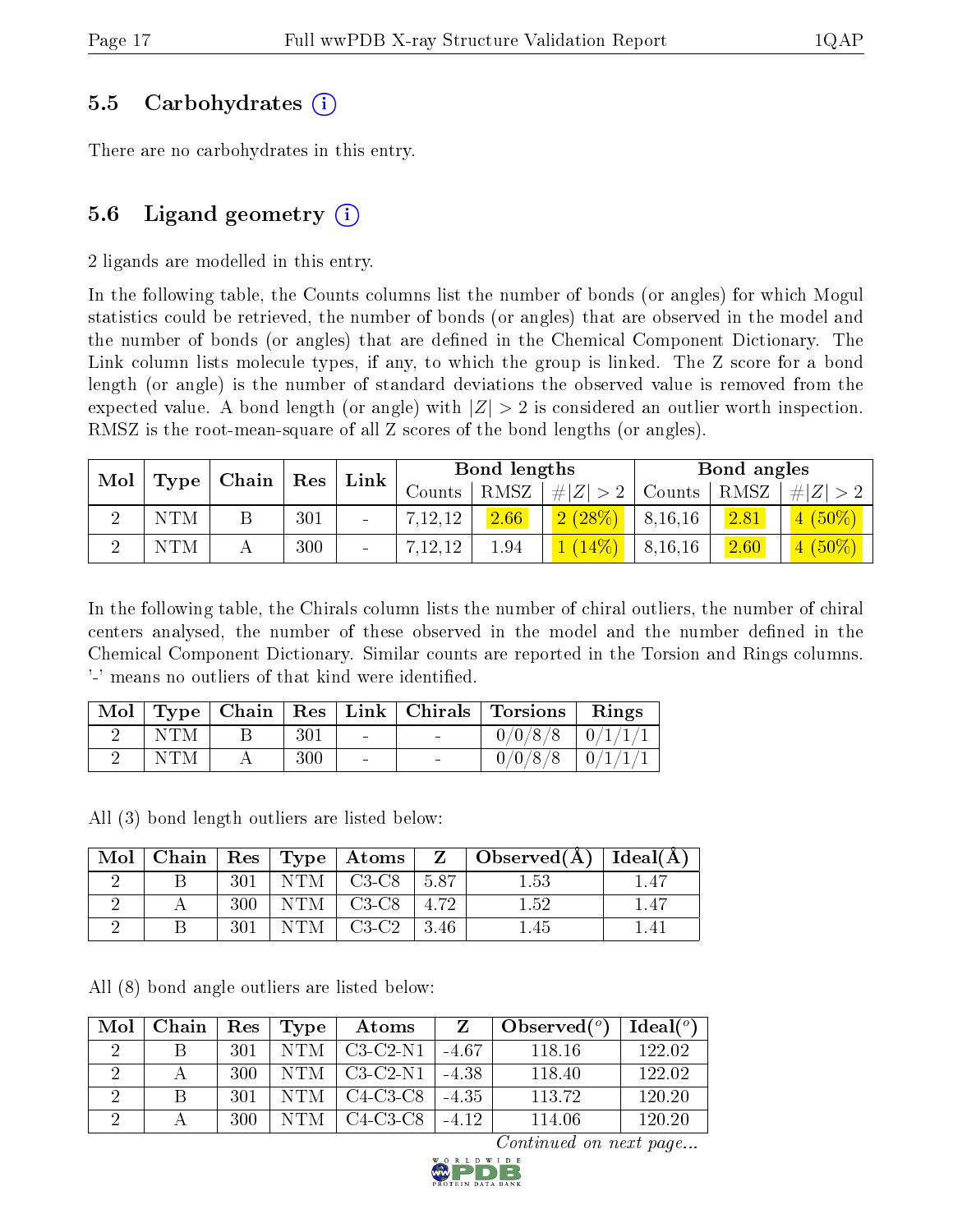## 5.5 Carbohydrates (i)

There are no carbohydrates in this entry.

## 5.6 Ligand geometry (i)

2 ligands are modelled in this entry.

In the following table, the Counts columns list the number of bonds (or angles) for which Mogul statistics could be retrieved, the number of bonds (or angles) that are observed in the model and the number of bonds (or angles) that are defined in the Chemical Component Dictionary. The Link column lists molecule types, if any, to which the group is linked. The Z score for a bond length (or angle) is the number of standard deviations the observed value is removed from the expected value. A bond length (or angle) with $|Z| > 2$ is considered an outlier worth inspection. RMSZ is the root-mean-square of all Z scores of the bond lengths (or angles).

| Mol | Type | Chain | Res | Link | Bond lengths | | | Bond angles | | |
|---|---|---|---|---|---|---|---|---|---|---|
| | | | | | Counts | RMSZ | $\#\|Z\| > 2$ | Counts | RMSZ | $\#\|Z\| > 2$ |
| 2 | NTM | B | 301 | - | 7,12,12 | 2.66 | 2 (28%) | 8,16,16 | 2.81 | 4 (50%) |
| 2 | NTM | A | 300 | - | 7,12,12 | 1.94 | 1 (14%) | 8,16,16 | 2.60 | 4 (50%) |

In the following table, the Chirals column lists the number of chiral outliers, the number of chiral centers analysed, the number of these observed in the model and the number defined in the Chemical Component Dictionary. Similar counts are reported in the Torsion and Rings columns. '-' means no outliers of that kind were identified.

| Mol | Type | Chain | Res | Link | Chirals | Torsions | Rings |
|---|---|---|---|---|---|---|---|
| 2 | NTM | B | 301 | - | - | 0/0/8/8 | 0/1/1/1 |
| 2 | NTM | A | 300 | - | - | 0/0/8/8 | 0/1/1/1 |

All (3) bond length outliers are listed below:

| Mol | Chain | Res | Type | Atoms | Z | Observed(Å) | Ideal(Å) |
|---|---|---|---|---|---|---|---|
| 2 | B | 301 | NTM | C3-C8 | 5.87 | 1.53 | 1.47 |
| 2 | A | 300 | NTM | C3-C8 | 4.72 | 1.52 | 1.47 |
| 2 | B | 301 | NTM | C3-C2 | 3.46 | 1.45 | 1.41 |

All (8) bond angle outliers are listed below:

| Mol | Chain | Res | Type | Atoms | Z | Observed(°) | Ideal(°) |
|---|---|---|---|---|---|---|---|
| 2 | B | 301 | NTM | C3-C2-N1 | -4.67 | 118.16 | 122.02 |
| 2 | A | 300 | NTM | C3-C2-N1 | -4.38 | 118.40 | 122.02 |
| 2 | B | 301 | NTM | C4-C3-C8 | -4.35 | 113.72 | 120.20 |
| 2 | A | 300 | NTM | C4-C3-C8 | -4.12 | 114.06 | 120.20 |

*Continued on next page...*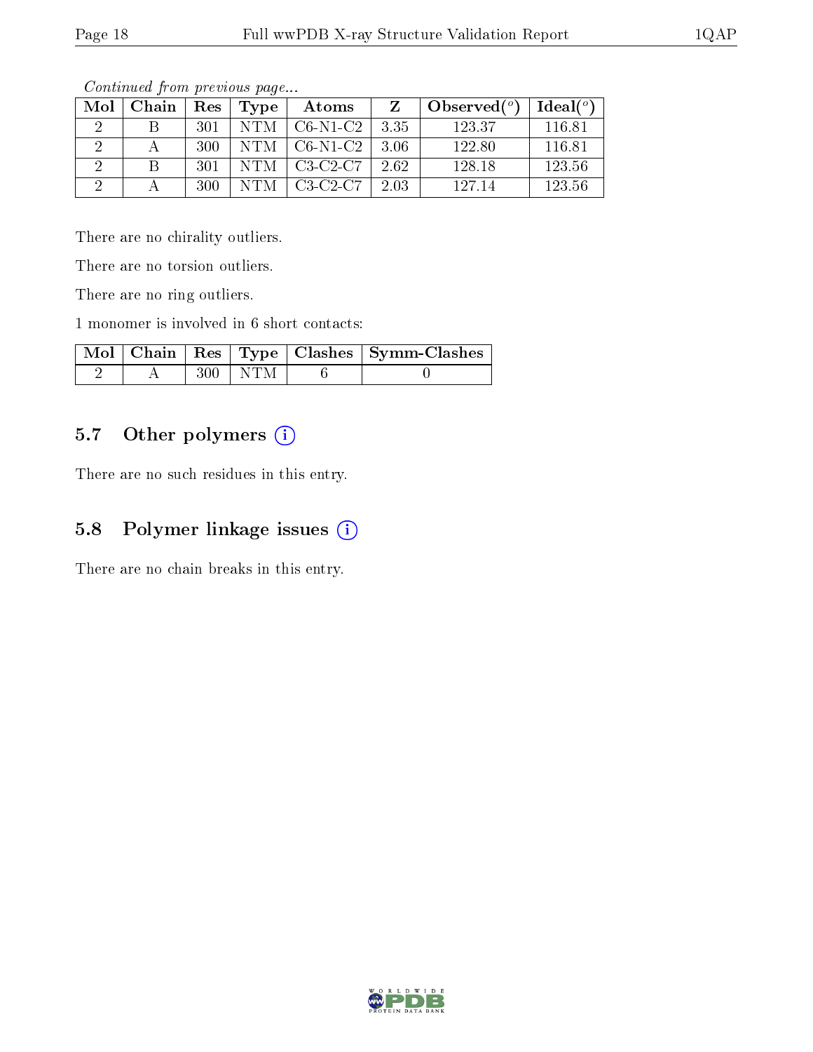*Continued from previous page...*

| Mol | Chain | Res | Type | Atoms | Z | Observed(°) | Ideal(°) |
|---|---|---|---|---|---|---|---|
| 2 | B | 301 | NTM | C6-N1-C2 | 3.35 | 123.37 | 116.81 |
| 2 | A | 300 | NTM | C6-N1-C2 | 3.06 | 122.80 | 116.81 |
| 2 | B | 301 | NTM | C3-C2-C7 | 2.62 | 128.18 | 123.56 |
| 2 | A | 300 | NTM | C3-C2-C7 | 2.03 | 127.14 | 123.56 |

There are no chirality outliers.

There are no torsion outliers.

There are no ring outliers.

1 monomer is involved in 6 short contacts:

| Mol | Chain | Res | Type | Clashes | Symm-Clashes |
|---|---|---|---|---|---|
| 2 | A | 300 | NTM | 6 | 0 |

## 5.7 Other polymers

There are no such residues in this entry.

## 5.8 Polymer linkage issues

There are no chain breaks in this entry.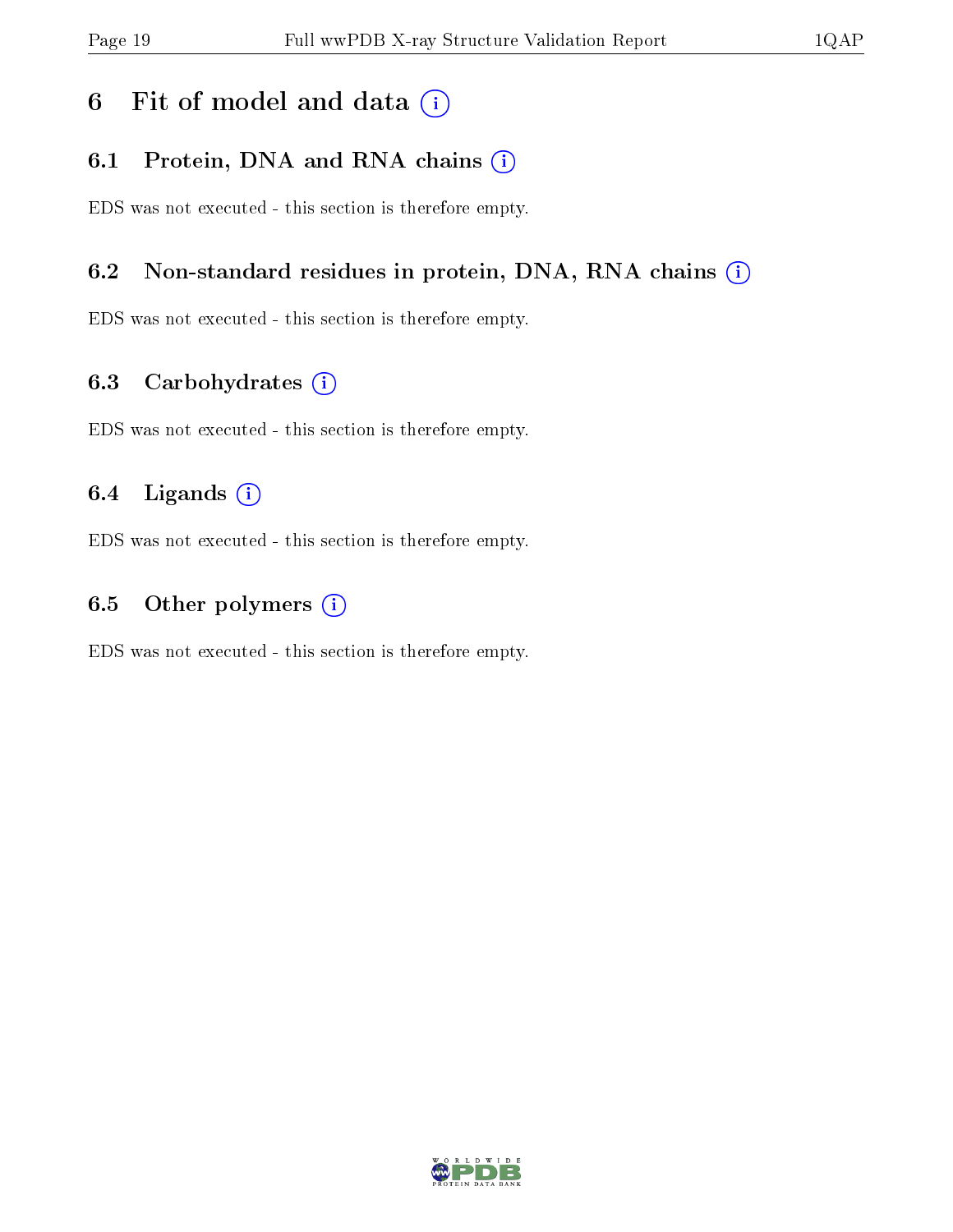# 6 Fit of model and data

## 6.1 Protein, DNA and RNA chains

EDS was not executed - this section is therefore empty.

## 6.2 Non-standard residues in protein, DNA, RNA chains

EDS was not executed - this section is therefore empty.

## 6.3 Carbohydrates

EDS was not executed - this section is therefore empty.

## 6.4 Ligands

EDS was not executed - this section is therefore empty.

## 6.5 Other polymers

EDS was not executed - this section is therefore empty.